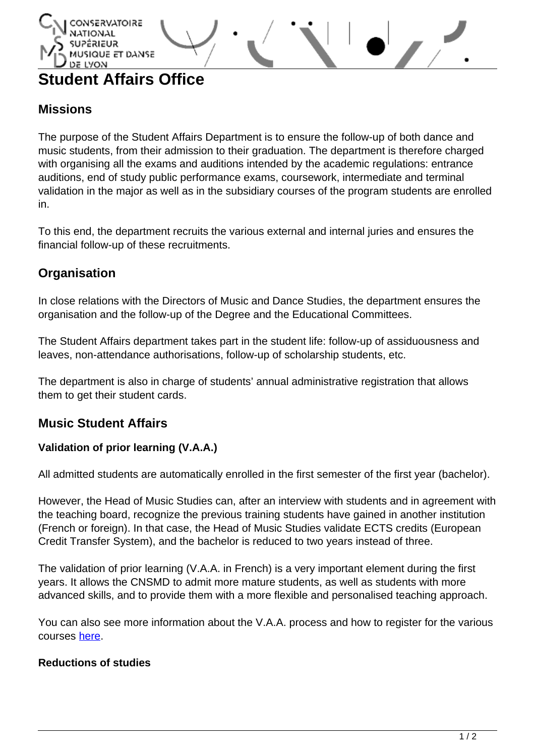# Student Affairs Office

## Missions

The purpose of the Student Affairs Department is to ensure the follow-up of both dance and music students, from their admission to their graduation. The department is therefore charged with organising all the exams and auditions intended by the academic regulations: entrance auditions, end of study public performance exams, coursework, intermediate and terminal validation in the major as well as in the subsidiary courses of the program students are enrolled in.

To this end, the department recruits the various external and internal juries and ensures the financial follow-up of these recruitments.

## Organisation

In close relations with the Directors of Music and Dance Studies, the department ensures the organisation and the follow-up of the Degree and the Educational Committees.

The Student Affairs department takes part in the student life: follow-up of assiduousness and leaves, non-attendance authorisations, follow-up of scholarship students, etc.

The department is also in charge of students' annual administrative registration that allows them to get their student cards.

## Music Student Affairs

### Validation of prior learning (V.A.A.)

All admitted students are automatically enrolled in the first semester of the first year (bachelor).

However, the Head of Music Studies can, after an interview with students and in agreement with the teaching board, recognize the previous training students have gained in another institution (French or foreign). In that case, the Head of Music Studies validate ECTS credits (European Credit Transfer System), and the bachelor is reduced to two years instead of three.

The validation of prior learning (V.A.A. in French) is a very important element during the first years. It allows the CNSMD to admit more mature students, as well as students with more advanced skills, and to provide them with a more flexible and personalised teaching approach.

You can also see more information about the V.A.A. process and how to register for the various courses here.

### Reductions of studies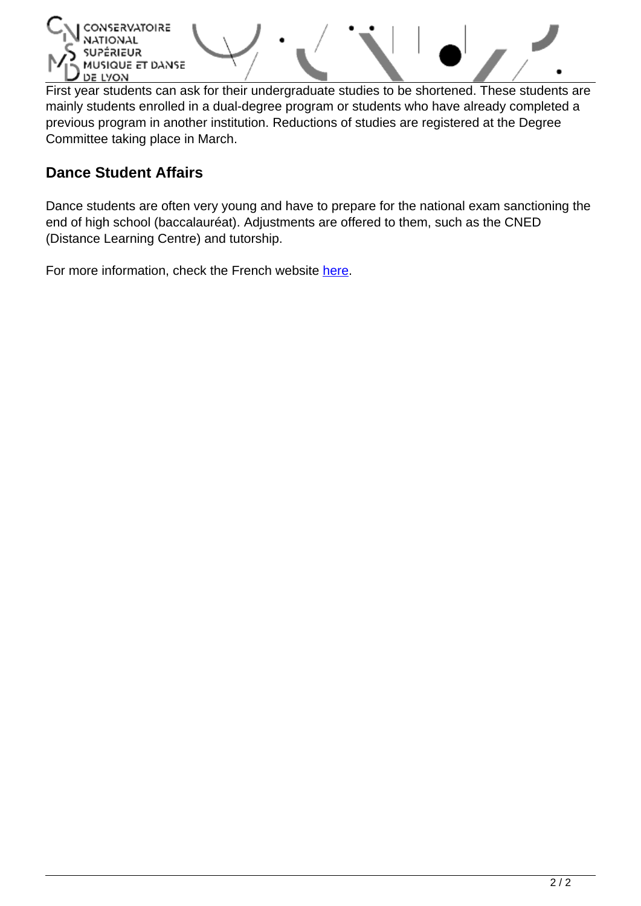First year students can ask for their undergraduate studies to be shortened. These students are mainly students enrolled in a dual-degree program or students who have already completed a previous program in another institution. Reductions of studies are registered at the Degree Committee taking place in March.

## Dance Student Affairs

Dance students are often very young and have to prepare for the national exam sanctioning the end of high school (baccalauréat). Adjustments are offered to them, such as the CNED (Distance Learning Centre) and tutorship.

For more information, check the French website here.